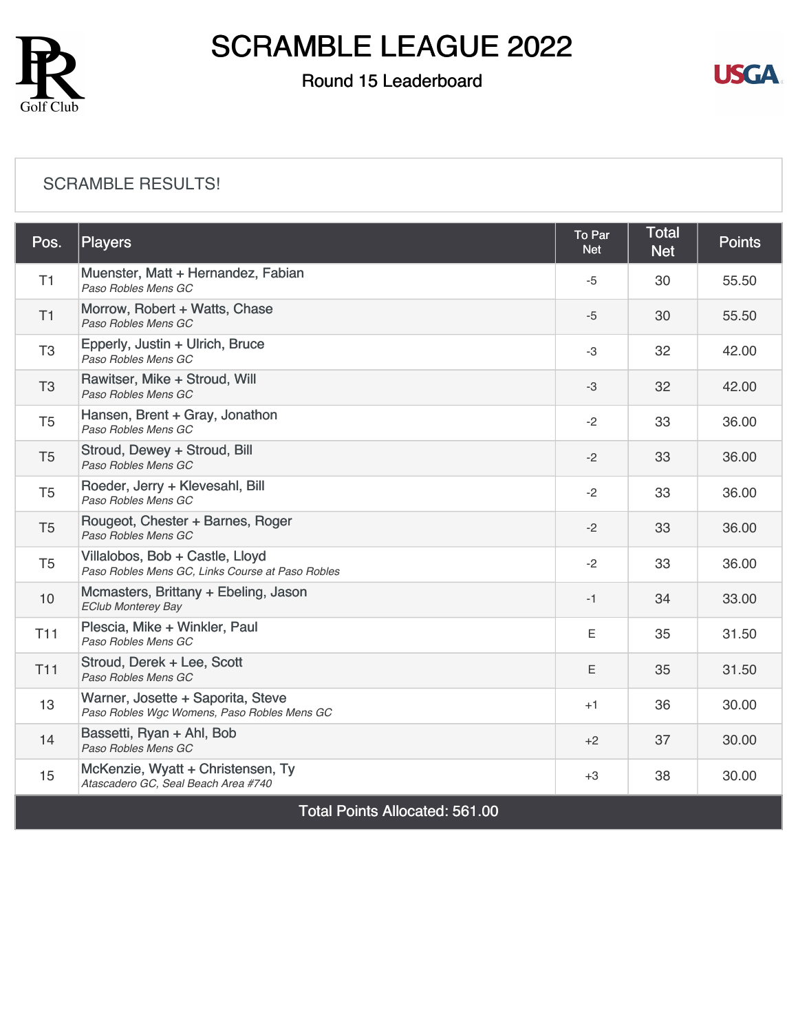# SCRAMBLE LEAGUE 2022

## Round 15 Leaderboard

SCRAMBLE RESULTS!

| Pos. | Players | To Par Net | Total Net | Points |
|---|---|---|---|---|
| T1 | Muenster, Matt + Hernandez, Fabian<br>*Paso Robles Mens GC* | -5 | 30 | 55.50 |
| T1 | Morrow, Robert + Watts, Chase<br>*Paso Robles Mens GC* | -5 | 30 | 55.50 |
| T3 | Epperly, Justin + Ulrich, Bruce<br>*Paso Robles Mens GC* | -3 | 32 | 42.00 |
| T3 | Rawitser, Mike + Stroud, Will<br>*Paso Robles Mens GC* | -3 | 32 | 42.00 |
| T5 | Hansen, Brent + Gray, Jonathon<br>*Paso Robles Mens GC* | -2 | 33 | 36.00 |
| T5 | Stroud, Dewey + Stroud, Bill<br>*Paso Robles Mens GC* | -2 | 33 | 36.00 |
| T5 | Roeder, Jerry + Klevesahl, Bill<br>*Paso Robles Mens GC* | -2 | 33 | 36.00 |
| T5 | Rougeot, Chester + Barnes, Roger<br>*Paso Robles Mens GC* | -2 | 33 | 36.00 |
| T5 | Villalobos, Bob + Castle, Lloyd<br>*Paso Robles Mens GC, Links Course at Paso Robles* | -2 | 33 | 36.00 |
| 10 | Mcmasters, Brittany + Ebeling, Jason<br>*EClub Monterey Bay* | -1 | 34 | 33.00 |
| T11 | Plescia, Mike + Winkler, Paul<br>*Paso Robles Mens GC* | E | 35 | 31.50 |
| T11 | Stroud, Derek + Lee, Scott<br>*Paso Robles Mens GC* | E | 35 | 31.50 |
| 13 | Warner, Josette + Saporita, Steve<br>*Paso Robles Wgc Womens, Paso Robles Mens GC* | +1 | 36 | 30.00 |
| 14 | Bassetti, Ryan + Ahl, Bob<br>*Paso Robles Mens GC* | +2 | 37 | 30.00 |
| 15 | McKenzie, Wyatt + Christensen, Ty<br>*Atascadero GC, Seal Beach Area #740* | +3 | 38 | 30.00 |

Total Points Allocated: 561.00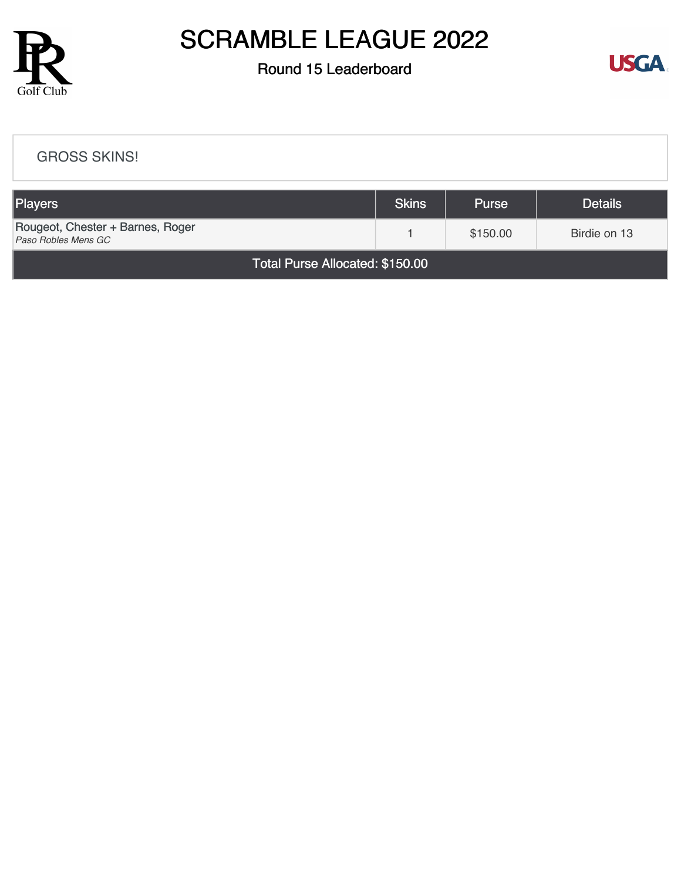# SCRAMBLE LEAGUE 2022

## Round 15 Leaderboard

GROSS SKINS!

| Players | Skins | Purse | Details |
|---|---|---|---|
| Rougeot, Chester + Barnes, Roger *Paso Robles Mens GC* | 1 | $150.00 | Birdie on 13 |
| Total Purse Allocated: $150.00 | | | |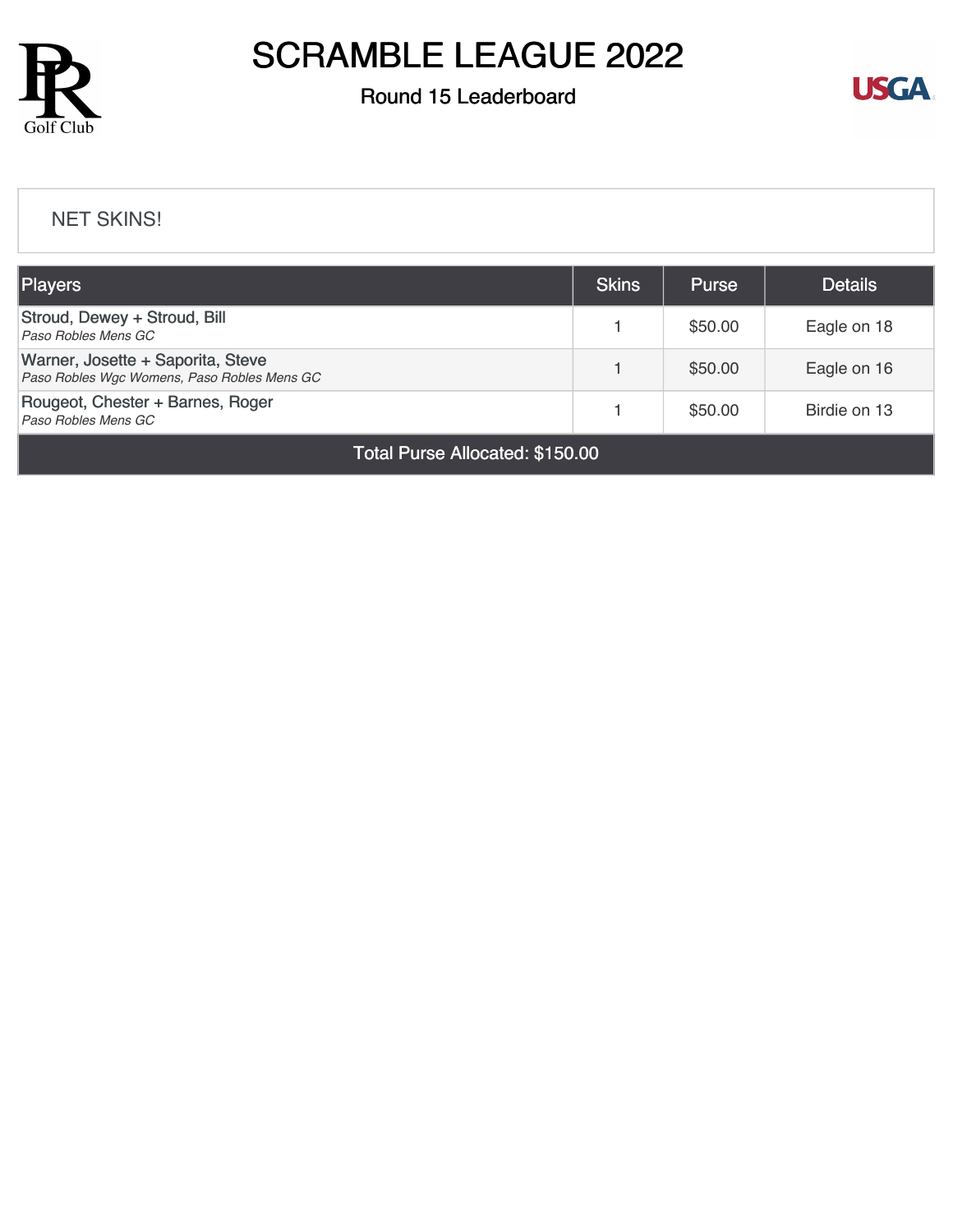# SCRAMBLE LEAGUE 2022

## Round 15 Leaderboard

NET SKINS!

| Players | Skins | Purse | Details |
|---|---|---|---|
| Stroud, Dewey + Stroud, Bill<br>*Paso Robles Mens GC* | 1 | $50.00 | Eagle on 18 |
| Warner, Josette + Saporita, Steve<br>*Paso Robles Wgc Womens, Paso Robles Mens GC* | 1 | $50.00 | Eagle on 16 |
| Rougeot, Chester + Barnes, Roger<br>*Paso Robles Mens GC* | 1 | $50.00 | Birdie on 13 |
| Total Purse Allocated: $150.00 | | | |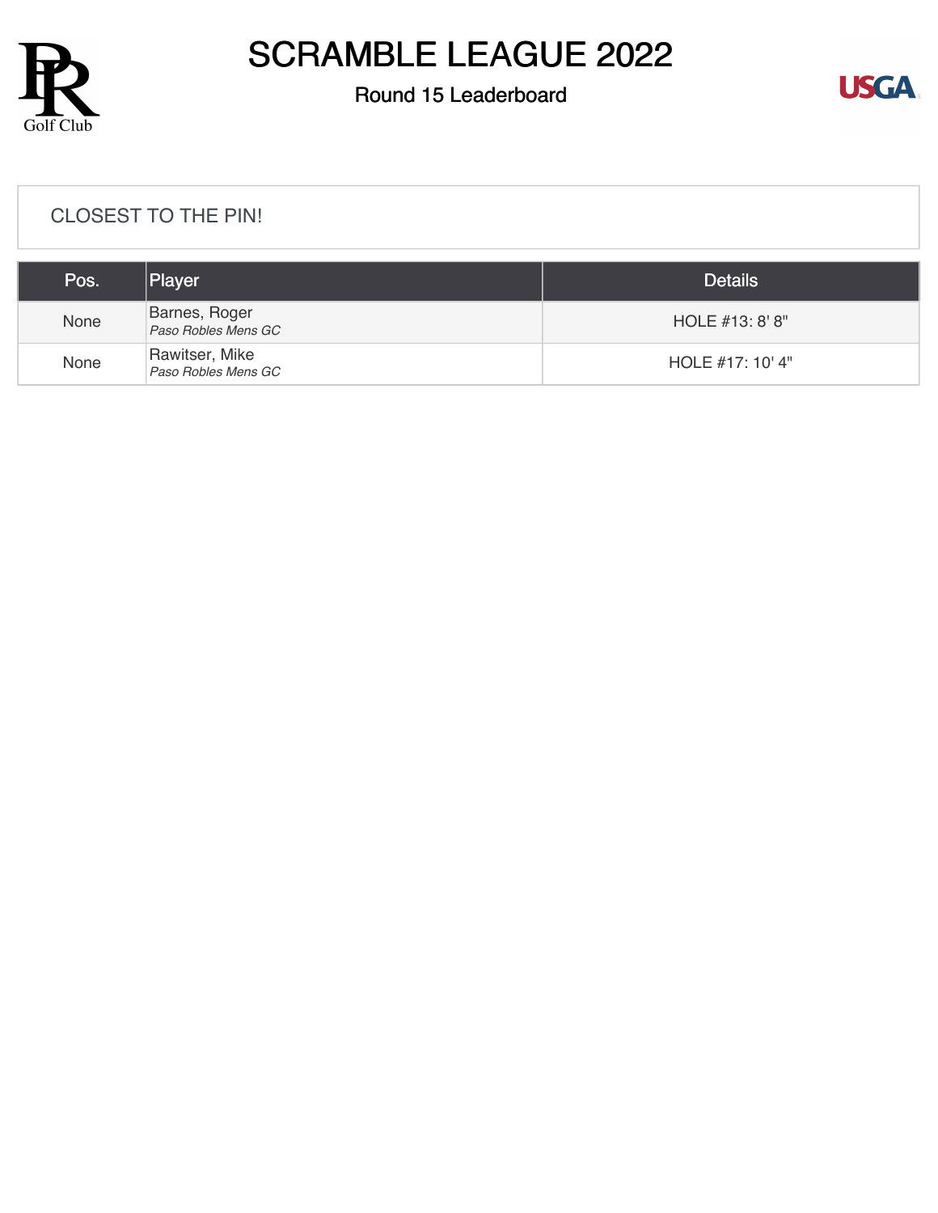# SCRAMBLE LEAGUE 2022

## Round 15 Leaderboard

### CLOSEST TO THE PIN!

| Pos. | Player | Details |
| --- | --- | --- |
| None | Barnes, Roger<br>*Paso Robles Mens GC* | HOLE #13: 8' 8" |
| None | Rawitser, Mike<br>*Paso Robles Mens GC* | HOLE #17: 10' 4" |